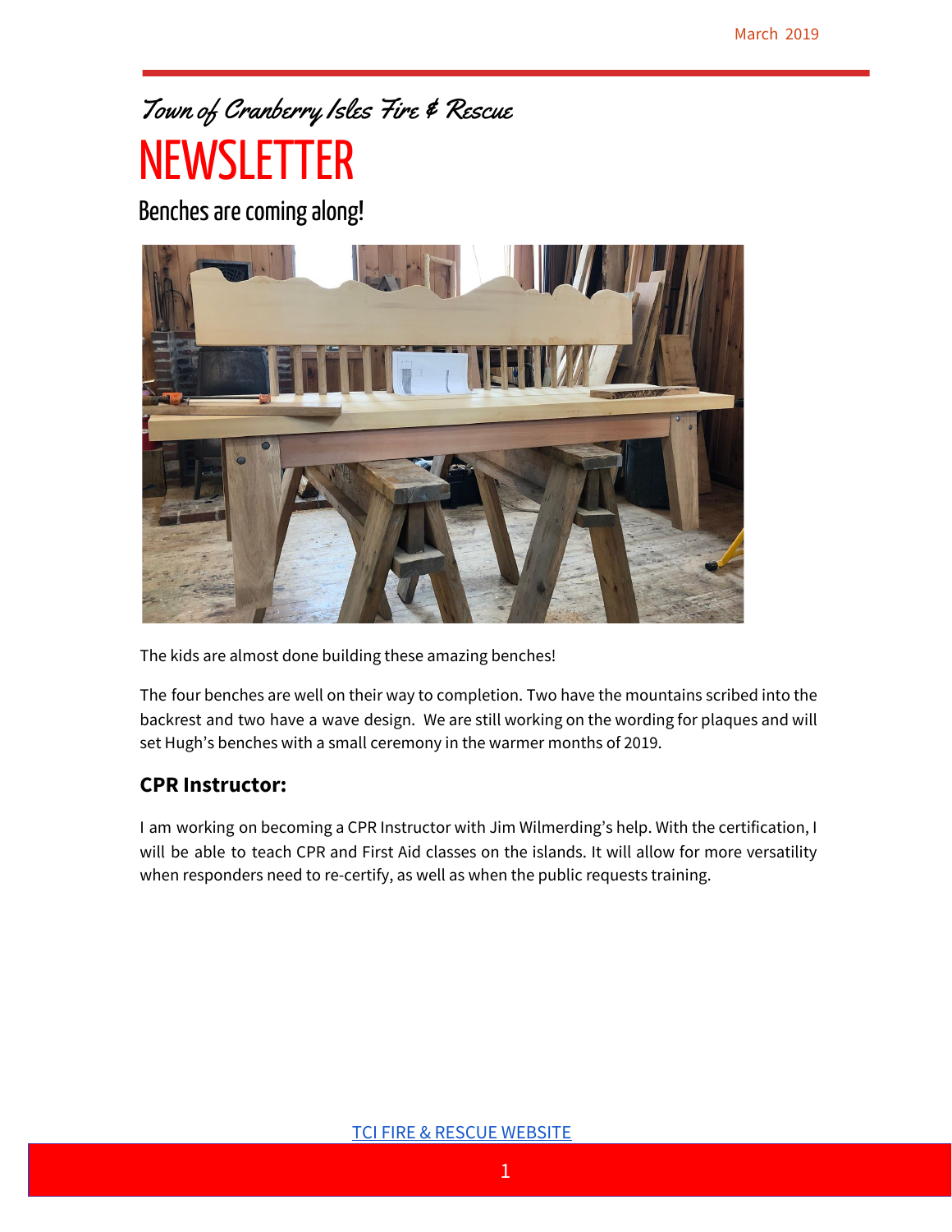March 2019

*Town of Cranberry Isles Fire & Rescue*

# NEWSLETTER

## Benches are coming along!

The kids are almost done building these amazing benches!

The four benches are well on their way to completion. Two have the mountains scribed into the backrest and two have a wave design. We are still working on the wording for plaques and will set Hugh's benches with a small ceremony in the warmer months of 2019.

### CPR Instructor:

I am working on becoming a CPR Instructor with Jim Wilmerding's help. With the certification, I will be able to teach CPR and First Aid classes on the islands. It will allow for more versatility when responders need to re-certify, as well as when the public requests training.

TCI FIRE & RESCUE WEBSITE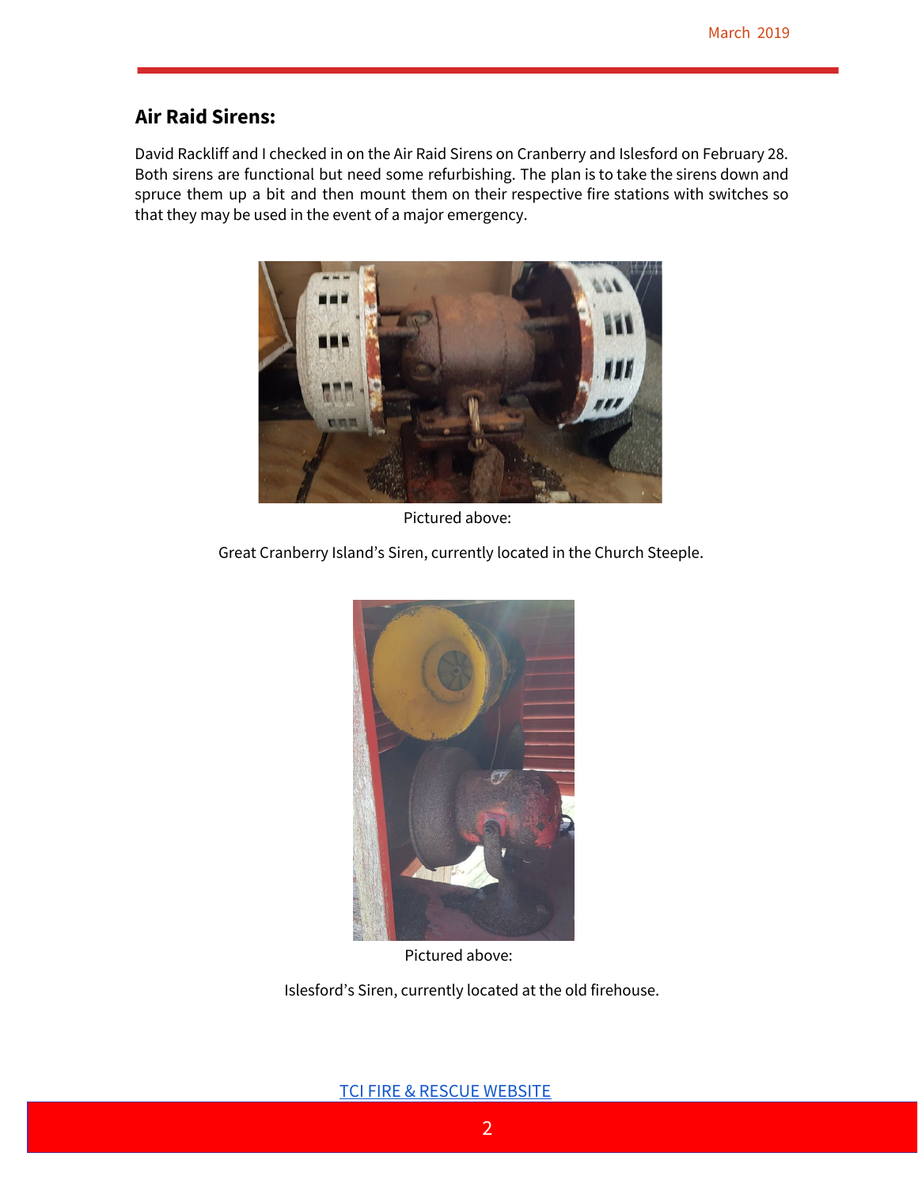## Air Raid Sirens:

David Rackliff and I checked in on the Air Raid Sirens on Cranberry and Islesford on February 28. Both sirens are functional but need some refurbishing. The plan is to take the sirens down and spruce them up a bit and then mount them on their respective fire stations with switches so that they may be used in the event of a major emergency.

Pictured above:

Great Cranberry Island's Siren, currently located in the Church Steeple.

Pictured above:

Islesford's Siren, currently located at the old firehouse.

[TCI FIRE & RESCUE WEBSITE]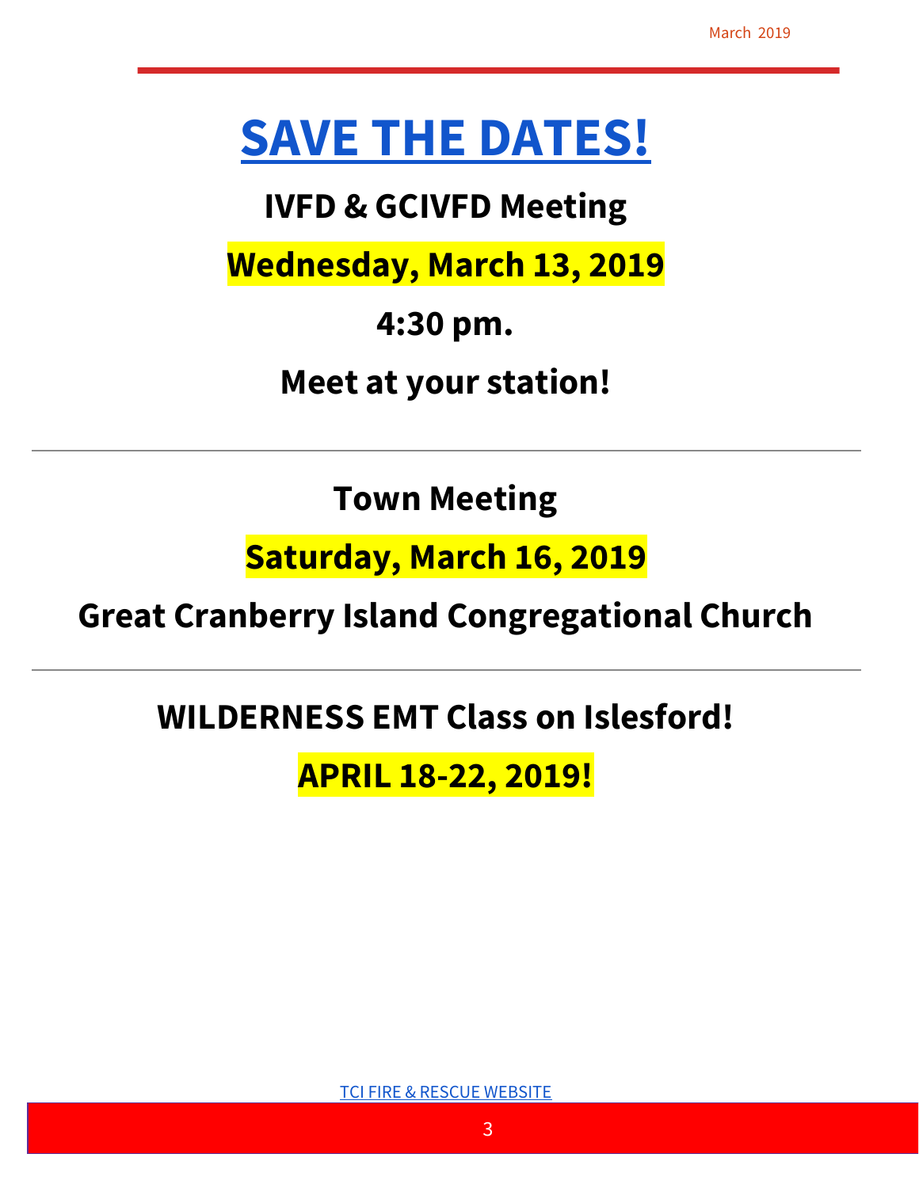# SAVE THE DATES!

**IVFD & GCIVFD Meeting**

**Wednesday, March 13, 2019**

**4:30 pm.**

**Meet at your station!**

---

**Town Meeting**

**Saturday, March 16, 2019**

**Great Cranberry Island Congregational Church**

---

**WILDERNESS EMT Class on Islesford!**

**APRIL 18-22, 2019!**

TCI FIRE & RESCUE WEBSITE